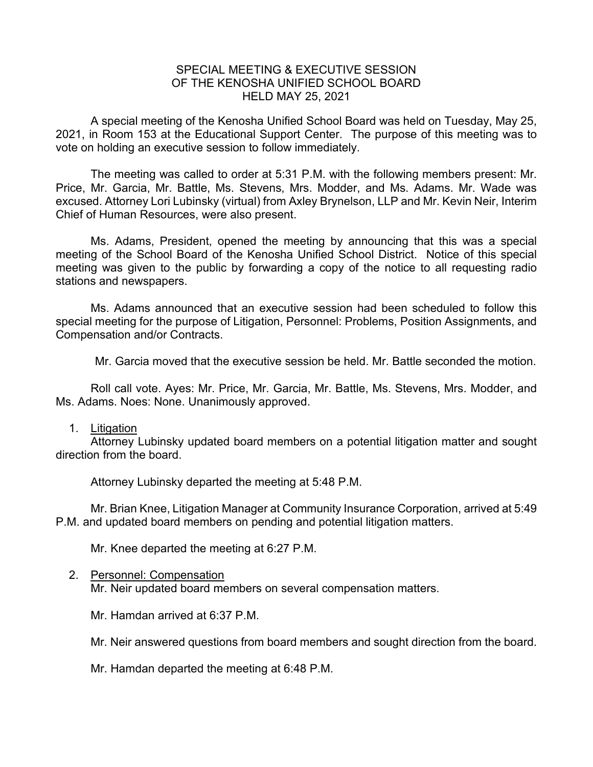# SPECIAL MEETING & EXECUTIVE SESSION
# OF THE KENOSHA UNIFIED SCHOOL BOARD
# HELD MAY 25, 2021

A special meeting of the Kenosha Unified School Board was held on Tuesday, May 25, 2021, in Room 153 at the Educational Support Center. The purpose of this meeting was to vote on holding an executive session to follow immediately.

The meeting was called to order at 5:31 P.M. with the following members present: Mr. Price, Mr. Garcia, Mr. Battle, Ms. Stevens, Mrs. Modder, and Ms. Adams. Mr. Wade was excused. Attorney Lori Lubinsky (virtual) from Axley Brynelson, LLP and Mr. Kevin Neir, Interim Chief of Human Resources, were also present.

Ms. Adams, President, opened the meeting by announcing that this was a special meeting of the School Board of the Kenosha Unified School District. Notice of this special meeting was given to the public by forwarding a copy of the notice to all requesting radio stations and newspapers.

Ms. Adams announced that an executive session had been scheduled to follow this special meeting for the purpose of Litigation, Personnel: Problems, Position Assignments, and Compensation and/or Contracts.

Mr. Garcia moved that the executive session be held. Mr. Battle seconded the motion.

Roll call vote. Ayes: Mr. Price, Mr. Garcia, Mr. Battle, Ms. Stevens, Mrs. Modder, and Ms. Adams. Noes: None. Unanimously approved.

1. <u>Litigation</u>

   Attorney Lubinsky updated board members on a potential litigation matter and sought direction from the board.

   Attorney Lubinsky departed the meeting at 5:48 P.M.

   Mr. Brian Knee, Litigation Manager at Community Insurance Corporation, arrived at 5:49 P.M. and updated board members on pending and potential litigation matters.

   Mr. Knee departed the meeting at 6:27 P.M.

2. <u>Personnel: Compensation</u>

   Mr. Neir updated board members on several compensation matters.

   Mr. Hamdan arrived at 6:37 P.M.

   Mr. Neir answered questions from board members and sought direction from the board.

   Mr. Hamdan departed the meeting at 6:48 P.M.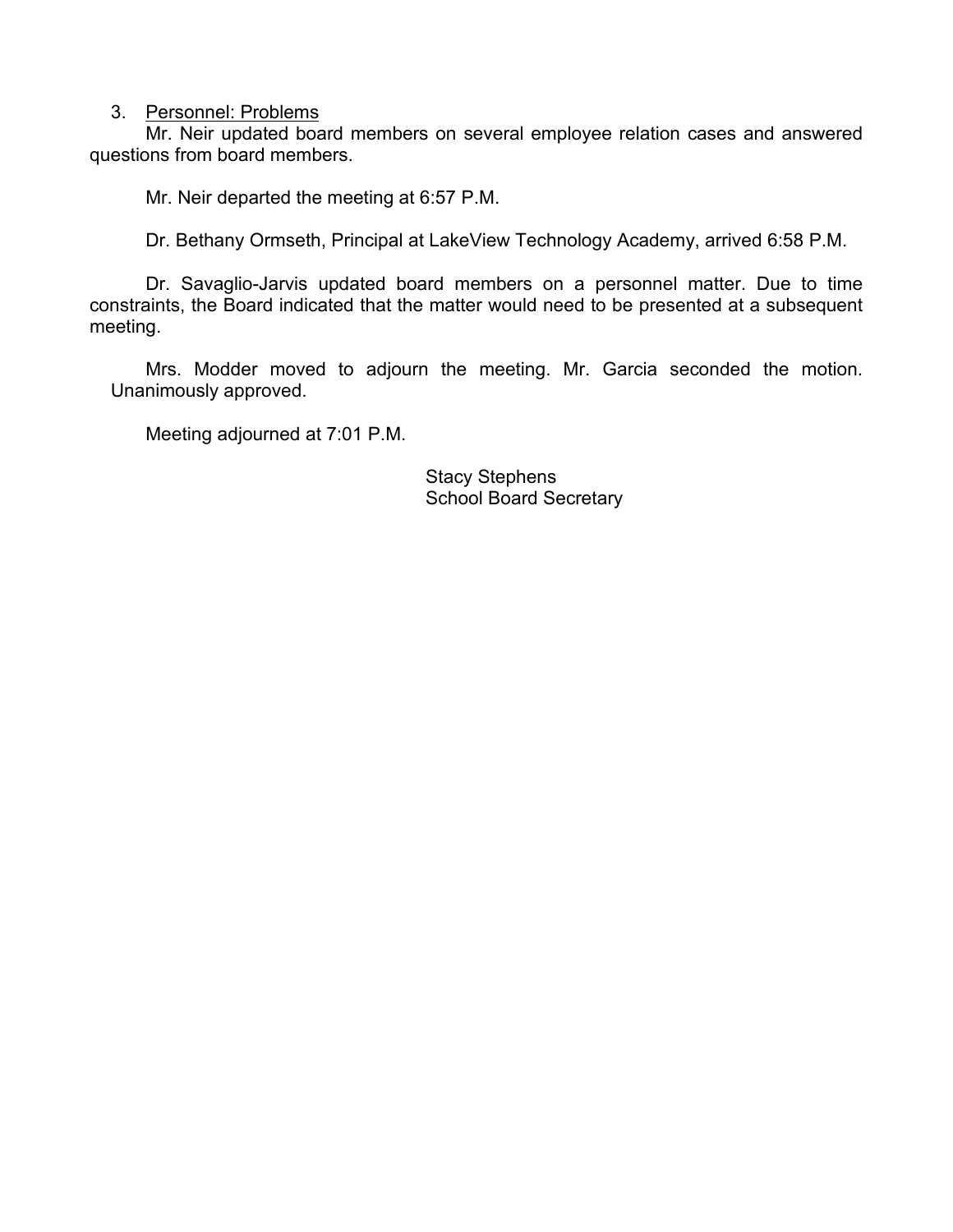3. <u>Personnel: Problems</u>

Mr. Neir updated board members on several employee relation cases and answered questions from board members.

Mr. Neir departed the meeting at 6:57 P.M.

Dr. Bethany Ormseth, Principal at LakeView Technology Academy, arrived 6:58 P.M.

Dr. Savaglio-Jarvis updated board members on a personnel matter. Due to time constraints, the Board indicated that the matter would need to be presented at a subsequent meeting.

Mrs. Modder moved to adjourn the meeting. Mr. Garcia seconded the motion. Unanimously approved.

Meeting adjourned at 7:01 P.M.

Stacy Stephens
School Board Secretary